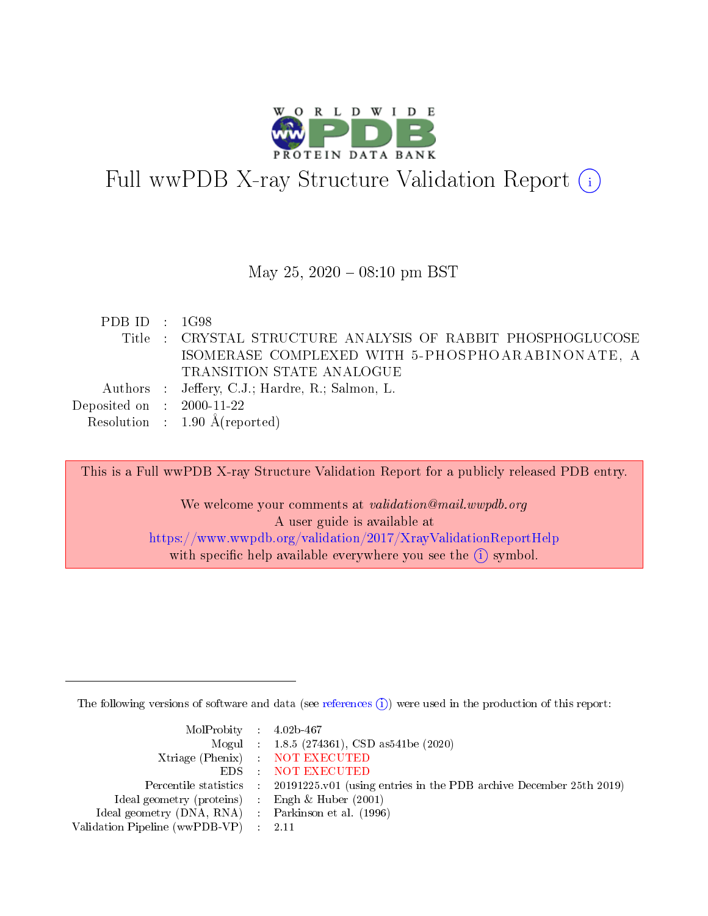# Full wwPDB X-ray Structure Validation Report (i)

May 25, 2020 – 08:10 pm BST

| | | |
|---|---|---|
| PDB ID | : | 1G98 |
| Title | : | CRYSTAL STRUCTURE ANALYSIS OF RABBIT PHOSPHOGLUCOSE ISOMERASE COMPLEXED WITH 5-PHOSPHOARABINONATE, A TRANSITION STATE ANALOGUE |
| Authors | : | Jeffery, C.J.; Hardre, R.; Salmon, L. |
| Deposited on | : | 2000-11-22 |
| Resolution | : | 1.90 Å(reported) |

This is a Full wwPDB X-ray Structure Validation Report for a publicly released PDB entry.

We welcome your comments at *validation@mail.wwpdb.org*
A user guide is available at
https://www.wwpdb.org/validation/2017/XrayValidationReportHelp
with specific help available everywhere you see the (i) symbol.

The following versions of software and data (see references (i)) were used in the production of this report:

| | | |
|---|---|---|
| MolProbity | : | 4.02b-467 |
| Mogul | : | 1.8.5 (274361), CSD as541be (2020) |
| Xtriage (Phenix) | : | NOT EXECUTED |
| EDS | : | NOT EXECUTED |
| Percentile statistics | : | 20191225.v01 (using entries in the PDB archive December 25th 2019) |
| Ideal geometry (proteins) | : | Engh & Huber (2001) |
| Ideal geometry (DNA, RNA) | : | Parkinson et al. (1996) |
| Validation Pipeline (wwPDB-VP) | : | 2.11 |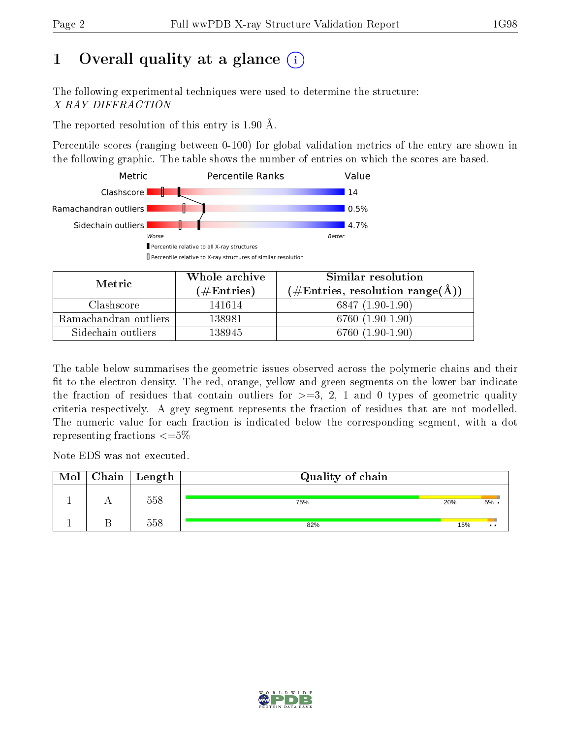# 1 Overall quality at a glance

The following experimental techniques were used to determine the structure:
*X-RAY DIFFRACTION*

The reported resolution of this entry is 1.90 Å.

Percentile scores (ranging between 0-100) for global validation metrics of the entry are shown in the following graphic. The table shows the number of entries on which the scores are based.

| Metric | Value |
|---|---|
| Clashscore | 14 |
| Ramachandran outliers | 0.5% |
| Sidechain outliers | 4.7% |

| Metric | Whole archive (#Entries) | Similar resolution (#Entries, resolution range(Å)) |
|---|---|---|
| Clashscore | 141614 | 6847 (1.90-1.90) |
| Ramachandran outliers | 138981 | 6760 (1.90-1.90) |
| Sidechain outliers | 138945 | 6760 (1.90-1.90) |

The table below summarises the geometric issues observed across the polymeric chains and their fit to the electron density. The red, orange, yellow and green segments on the lower bar indicate the fraction of residues that contain outliers for >=3, 2, 1 and 0 types of geometric quality criteria respectively. A grey segment represents the fraction of residues that are not modelled. The numeric value for each fraction is indicated below the corresponding segment, with a dot representing fractions <=5%

Note EDS was not executed.

| Mol | Chain | Length | Quality of chain |
|---|---|---|---|
| 1 | A | 558 | 75% 20% 5% • |
| 1 | B | 558 | 82% 15% • • |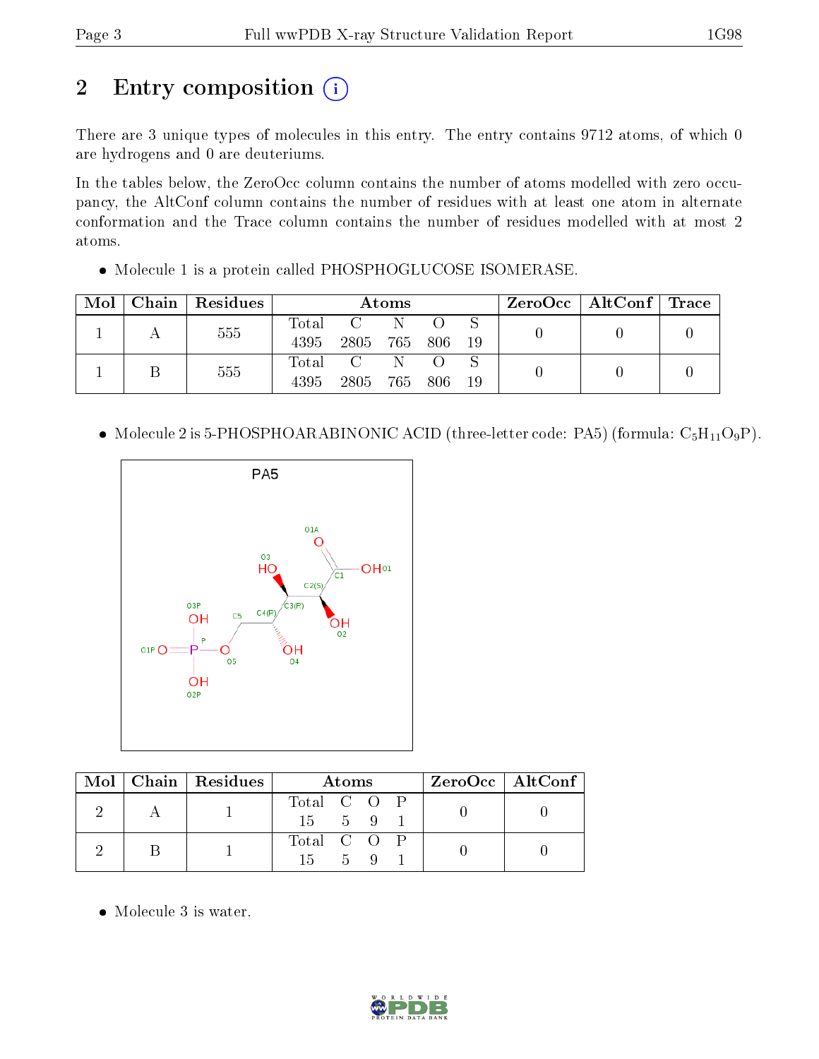# 2 Entry composition

There are 3 unique types of molecules in this entry. The entry contains 9712 atoms, of which 0 are hydrogens and 0 are deuteriums.

In the tables below, the ZeroOcc column contains the number of atoms modelled with zero occupancy, the AltConf column contains the number of residues with at least one atom in alternate conformation and the Trace column contains the number of residues modelled with at most 2 atoms.

- Molecule 1 is a protein called PHOSPHOGLUCOSE ISOMERASE.

| Mol | Chain | Residues | Atoms | | | | | ZeroOcc | AltConf | Trace |
|---|---|---|---|---|---|---|---|---|---|---|
| 1 | A | 555 | Total 4395 | C 2805 | N 765 | O 806 | S 19 | 0 | 0 | 0 |
| 1 | B | 555 | Total 4395 | C 2805 | N 765 | O 806 | S 19 | 0 | 0 | 0 |

- Molecule 2 is 5-PHOSPHOARABINONIC ACID (three-letter code: PA5) (formula: $C_5H_{11}O_9P$).

| Mol | Chain | Residues | Atoms | | | | ZeroOcc | AltConf |
|---|---|---|---|---|---|---|---|---|
| 2 | A | 1 | Total 15 | C 5 | O 9 | P 1 | 0 | 0 |
| 2 | B | 1 | Total 15 | C 5 | O 9 | P 1 | 0 | 0 |

- Molecule 3 is water.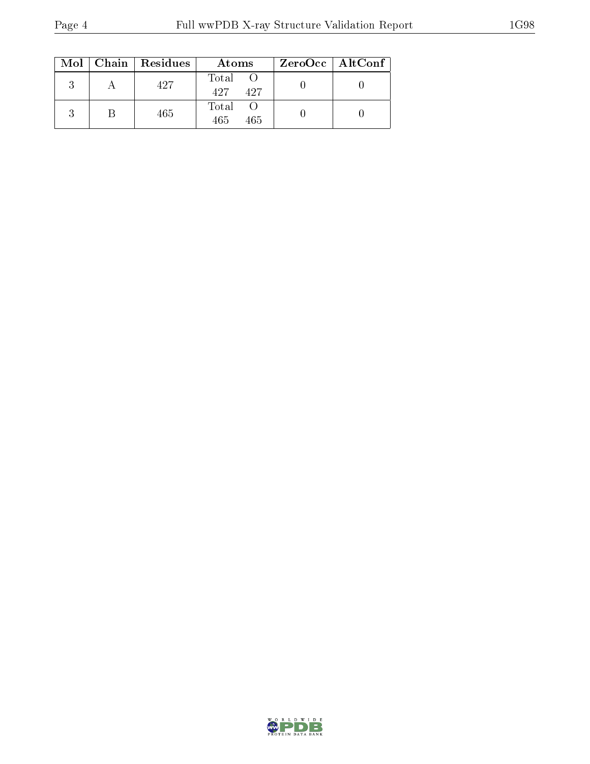| Mol | Chain | Residues | Atoms | | ZeroOcc | AltConf |
|---|---|---|---|---|---|---|
| | | | Total | O | | |
| 3 | A | 427 | 427 | 427 | 0 | 0 |
| | | | Total | O | | |
| 3 | B | 465 | 465 | 465 | 0 | 0 |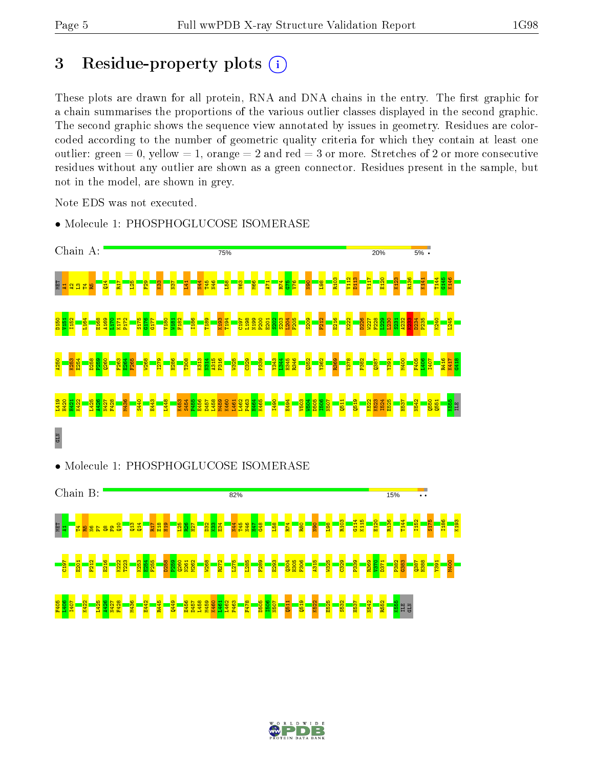# 3 Residue-property plots

These plots are drawn for all protein, RNA and DNA chains in the entry. The first graphic for a chain summarises the proportions of the various outlier classes displayed in the second graphic. The second graphic shows the sequence view annotated by issues in geometry. Residues are color-coded according to the number of geometric quality criteria for which they contain at least one outlier: green = 0, yellow = 1, orange = 2 and red = 3 or more. Stretches of 2 or more consecutive residues without any outlier are shown as a green connector. Residues present in the sample, but not in the model, are shown in grey.

Note EDS was not executed.

- Molecule 1: PHOSPHOGLUCOSE ISOMERASE

Chain A: 75% 20% 5% •

MET A1 I2 L3 T4 R5 Q14 R17 L25 F29 K33 N37 L41 N44 T45 N46 L58 V63 M66 A71 R74 G75 V76 N90 L98 R103 V112 D113 V117 E120 K123 R136 K141 T144 G145 K146 D150 P151 I152 L164 E168 A169 I170 K171 P172 S175 G176 G177 V180 W181 F182 I186 T189 K193 T194 C197 L198 N199 P200 E201 S202 S203 L204 F205 S209 F212 E216 K222 D226 W227 F228 L229 L230 S231 A232 K233 D234 P235 K240 L245 A250 K253 E254 D258 P259 Q260 F263 E264 F265 W268 I279 H286 T308 K313 N314 A315 P316 W325 C329 P339 Y343 L344 H345 R346 Q352 Y362 R369 V378 P382 Q387 Y391 M400 F405 L406 I407 R416 K417 G418 L419 H420 H421 K422 L425 A426 N427 F428 M436 S440 E443 L448 K453 S454 P455 E456 D457 L458 M459 K460 L461 L462 P463 H464 K465 I490 E494 V503 W504 D505 I506 N507 Q511 Q519 K522 K523 I524 E525 H537 N542 Q550 Q551 K555 ILE GLN

- Molecule 1: PHOSPHOGLUCOSE ISOMERASE

Chain B: 82% 15% ••

MET A1 T4 R5 N6 P7 Q8 F9 Q10 Q13 Q14 R17 E18 H19 L25 K26 H27 D32 K33 E34 N44 T45 N46 H47 G48 L58 R74 R80 N90 L98 R103 G114 K115 E120 R136 T144 I152 S175 I186 K193 C197 E201 F212 E216 K222 T223 K253 E254 F255 D258 P259 Q260 N261 M262 W268 R272 L275 L285 F289 E293 Q304 H305 F306 A315 W325 C329 P339 R369 V370 D371 P382 G383 Q387 H388 Y391 M400 F405 L406 I407 K422 L425 A426 N427 F428 M436 E442 R445 Q449 E456 D457 L458 M459 K460 L461 L462 P463 F478 D505 I506 N507 Q511 Q519 K522 E525 S532 H537 N542 R552 K555 ILE GLN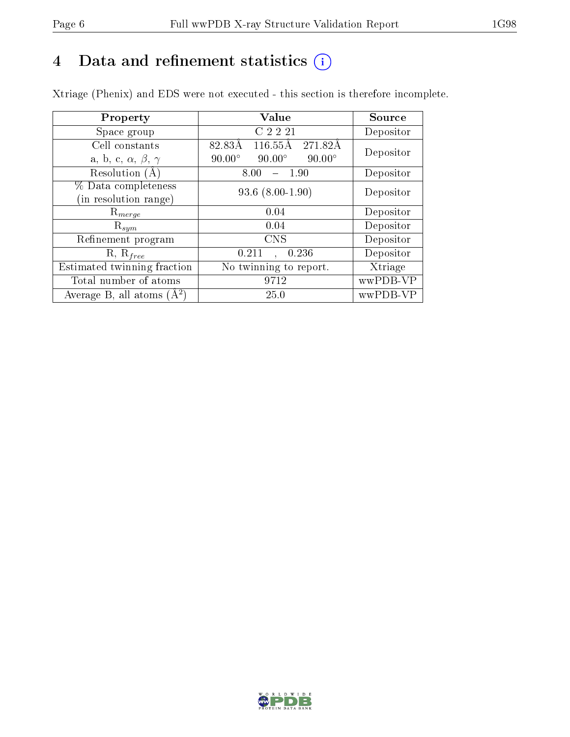# 4 Data and refinement statistics (i)

Xtriage (Phenix) and EDS were not executed - this section is therefore incomplete.

| Property | Value | Source |
|---|---|---|
| Space group | C 2 2 21 | Depositor |
| Cell constants<br>a, b, c, $\alpha$, $\beta$, $\gamma$ | 82.83Å 116.55Å 271.82Å<br>90.00° 90.00° 90.00° | Depositor |
| Resolution (Å) | 8.00 – 1.90 | Depositor |
| % Data completeness<br>(in resolution range) | 93.6 (8.00-1.90) | Depositor |
| $R_{merge}$ | 0.04 | Depositor |
| $R_{sym}$ | 0.04 | Depositor |
| Refinement program | CNS | Depositor |
| R, $R_{free}$ | 0.211 , 0.236 | Depositor |
| Estimated twinning fraction | No twinning to report. | Xtriage |
| Total number of atoms | 9712 | wwPDB-VP |
| Average B, all atoms (Å$^2$) | 25.0 | wwPDB-VP |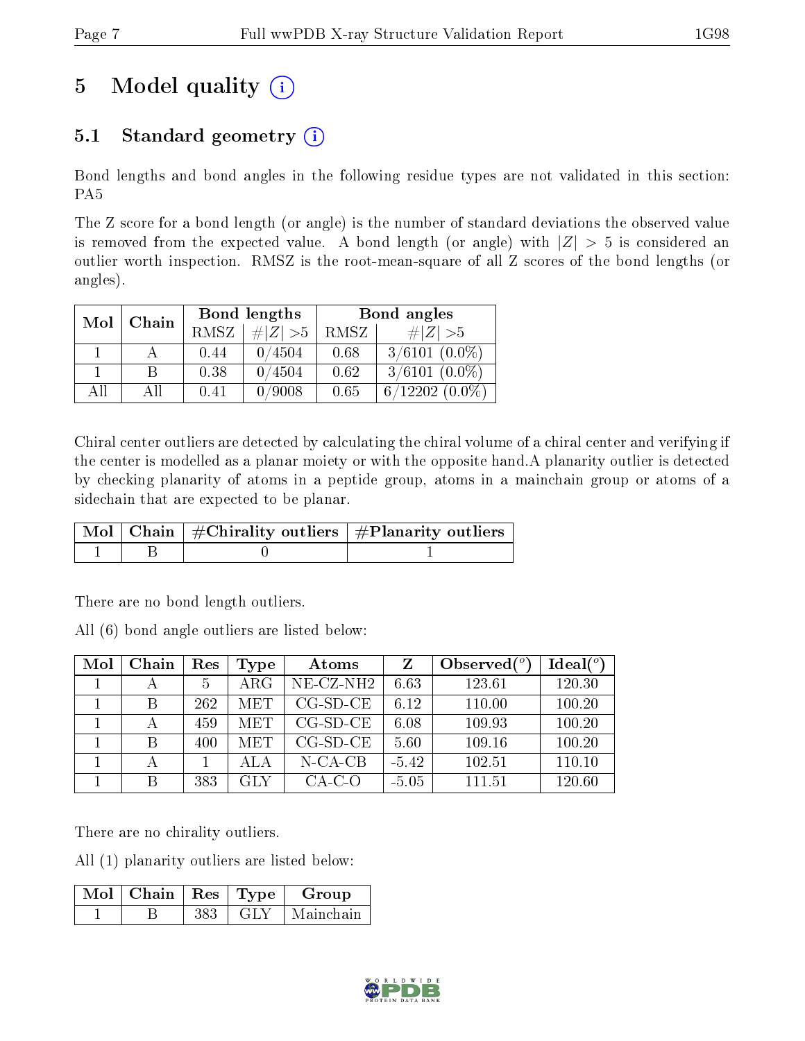# 5 Model quality (i)

## 5.1 Standard geometry (i)

Bond lengths and bond angles in the following residue types are not validated in this section: PA5

The Z score for a bond length (or angle) is the number of standard deviations the observed value is removed from the expected value. A bond length (or angle) with $|Z| > 5$ is considered an outlier worth inspection. RMSZ is the root-mean-square of all Z scores of the bond lengths (or angles).

| Mol | Chain | Bond lengths | | Bond angles | |
|---|---|---|---|---|---|
| | | RMSZ | $\#|Z| > 5$ | RMSZ | $\#|Z| > 5$ |
| 1 | A | 0.44 | 0/4504 | 0.68 | 3/6101 (0.0%) |
| 1 | B | 0.38 | 0/4504 | 0.62 | 3/6101 (0.0%) |
| All | All | 0.41 | 0/9008 | 0.65 | 6/12202 (0.0%) |

Chiral center outliers are detected by calculating the chiral volume of a chiral center and verifying if the center is modelled as a planar moiety or with the opposite hand.A planarity outlier is detected by checking planarity of atoms in a peptide group, atoms in a mainchain group or atoms of a sidechain that are expected to be planar.

| Mol | Chain | #Chirality outliers | #Planarity outliers |
|---|---|---|---|
| 1 | B | 0 | 1 |

There are no bond length outliers.

All (6) bond angle outliers are listed below:

| Mol | Chain | Res | Type | Atoms | Z | Observed($^o$) | Ideal($^o$) |
|---|---|---|---|---|---|---|---|
| 1 | A | 5 | ARG | NE-CZ-NH2 | 6.63 | 123.61 | 120.30 |
| 1 | B | 262 | MET | CG-SD-CE | 6.12 | 110.00 | 100.20 |
| 1 | A | 459 | MET | CG-SD-CE | 6.08 | 109.93 | 100.20 |
| 1 | B | 400 | MET | CG-SD-CE | 5.60 | 109.16 | 100.20 |
| 1 | A | 1 | ALA | N-CA-CB | -5.42 | 102.51 | 110.10 |
| 1 | B | 383 | GLY | CA-C-O | -5.05 | 111.51 | 120.60 |

There are no chirality outliers.

All (1) planarity outliers are listed below:

| Mol | Chain | Res | Type | Group |
|---|---|---|---|---|
| 1 | B | 383 | GLY | Mainchain |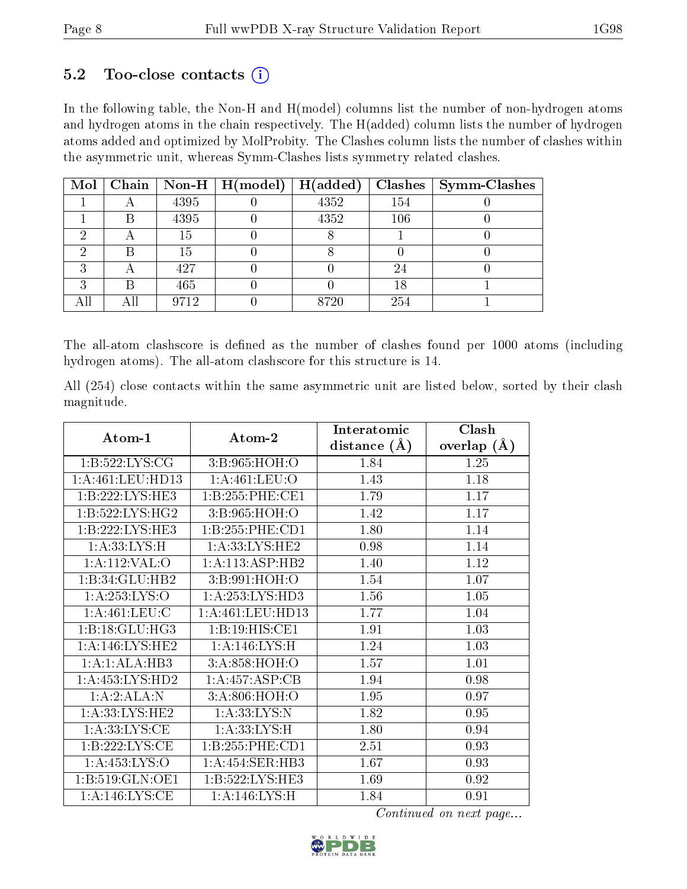## 5.2 Too-close contacts

In the following table, the Non-H and H(model) columns list the number of non-hydrogen atoms and hydrogen atoms in the chain respectively. The H(added) column lists the number of hydrogen atoms added and optimized by MolProbity. The Clashes column lists the number of clashes within the asymmetric unit, whereas Symm-Clashes lists symmetry related clashes.

| Mol | Chain | Non-H | H(model) | H(added) | Clashes | Symm-Clashes |
|---|---|---|---|---|---|---|
| 1 | A | 4395 | 0 | 4352 | 154 | 0 |
| 1 | B | 4395 | 0 | 4352 | 106 | 0 |
| 2 | A | 15 | 0 | 8 | 1 | 0 |
| 2 | B | 15 | 0 | 8 | 0 | 0 |
| 3 | A | 427 | 0 | 0 | 24 | 0 |
| 3 | B | 465 | 0 | 0 | 18 | 1 |
| All | All | 9712 | 0 | 8720 | 254 | 1 |

The all-atom clashscore is defined as the number of clashes found per 1000 atoms (including hydrogen atoms). The all-atom clashscore for this structure is 14.

All (254) close contacts within the same asymmetric unit are listed below, sorted by their clash magnitude.

| Atom-1 | Atom-2 | Interatomic distance (Å) | Clash overlap (Å) |
|---|---|---|---|
| 1:B:522:LYS:CG | 3:B:965:HOH:O | 1.84 | 1.25 |
| 1:A:461:LEU:HD13 | 1:A:461:LEU:O | 1.43 | 1.18 |
| 1:B:222:LYS:HE3 | 1:B:255:PHE:CE1 | 1.79 | 1.17 |
| 1:B:522:LYS:HG2 | 3:B:965:HOH:O | 1.42 | 1.17 |
| 1:B:222:LYS:HE3 | 1:B:255:PHE:CD1 | 1.80 | 1.14 |
| 1:A:33:LYS:H | 1:A:33:LYS:HE2 | 0.98 | 1.14 |
| 1:A:112:VAL:O | 1:A:113:ASP:HB2 | 1.40 | 1.12 |
| 1:B:34:GLU:HB2 | 3:B:991:HOH:O | 1.54 | 1.07 |
| 1:A:253:LYS:O | 1:A:253:LYS:HD3 | 1.56 | 1.05 |
| 1:A:461:LEU:C | 1:A:461:LEU:HD13 | 1.77 | 1.04 |
| 1:B:18:GLU:HG3 | 1:B:19:HIS:CE1 | 1.91 | 1.03 |
| 1:A:146:LYS:HE2 | 1:A:146:LYS:H | 1.24 | 1.03 |
| 1:A:1:ALA:HB3 | 3:A:858:HOH:O | 1.57 | 1.01 |
| 1:A:453:LYS:HD2 | 1:A:457:ASP:CB | 1.94 | 0.98 |
| 1:A:2:ALA:N | 3:A:806:HOH:O | 1.95 | 0.97 |
| 1:A:33:LYS:HE2 | 1:A:33:LYS:N | 1.82 | 0.95 |
| 1:A:33:LYS:CE | 1:A:33:LYS:H | 1.80 | 0.94 |
| 1:B:222:LYS:CE | 1:B:255:PHE:CD1 | 2.51 | 0.93 |
| 1:A:453:LYS:O | 1:A:454:SER:HB3 | 1.67 | 0.93 |
| 1:B:519:GLN:OE1 | 1:B:522:LYS:HE3 | 1.69 | 0.92 |
| 1:A:146:LYS:CE | 1:A:146:LYS:H | 1.84 | 0.91 |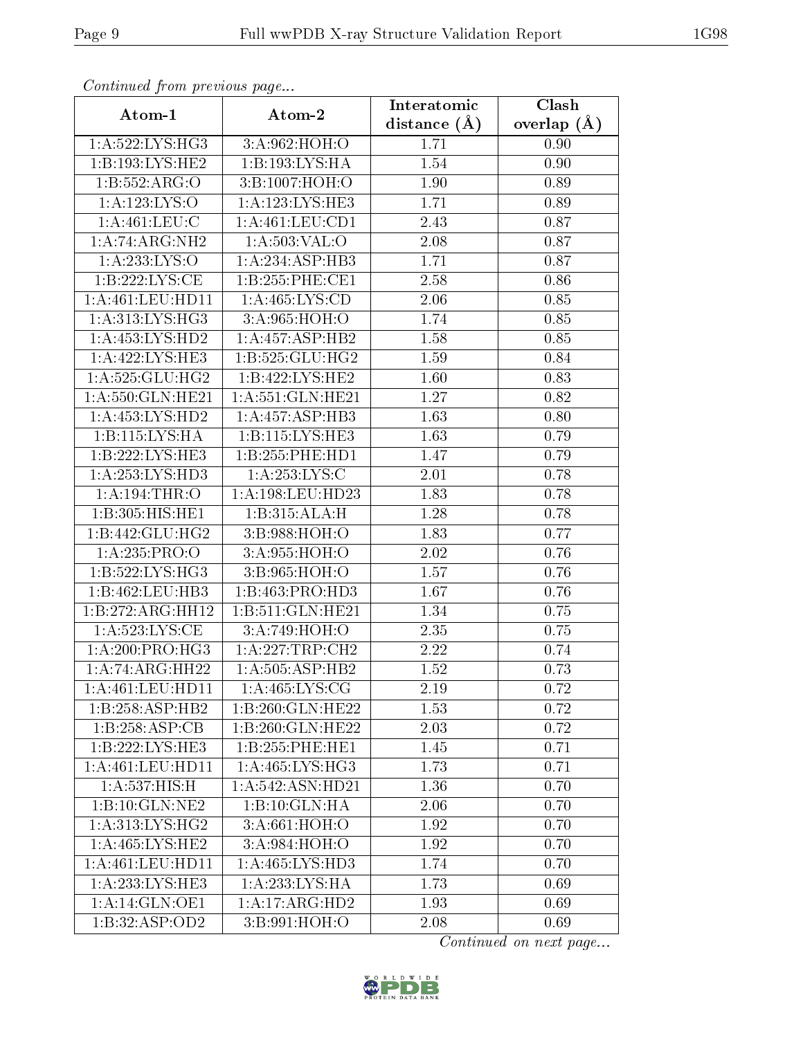*Continued from previous page...*

| Atom-1 | Atom-2 | Interatomic distance (Å) | Clash overlap (Å) |
| --- | --- | --- | --- |
| 1:A:522:LYS:HG3 | 3:A:962:HOH:O | 1.71 | 0.90 |
| 1:B:193:LYS:HE2 | 1:B:193:LYS:HA | 1.54 | 0.90 |
| 1:B:552:ARG:O | 3:B:1007:HOH:O | 1.90 | 0.89 |
| 1:A:123:LYS:O | 1:A:123:LYS:HE3 | 1.71 | 0.89 |
| 1:A:461:LEU:C | 1:A:461:LEU:CD1 | 2.43 | 0.87 |
| 1:A:74:ARG:NH2 | 1:A:503:VAL:O | 2.08 | 0.87 |
| 1:A:233:LYS:O | 1:A:234:ASP:HB3 | 1.71 | 0.87 |
| 1:B:222:LYS:CE | 1:B:255:PHE:CE1 | 2.58 | 0.86 |
| 1:A:461:LEU:HD11 | 1:A:465:LYS:CD | 2.06 | 0.85 |
| 1:A:313:LYS:HG3 | 3:A:965:HOH:O | 1.74 | 0.85 |
| 1:A:453:LYS:HD2 | 1:A:457:ASP:HB2 | 1.58 | 0.85 |
| 1:A:422:LYS:HE3 | 1:B:525:GLU:HG2 | 1.59 | 0.84 |
| 1:A:525:GLU:HG2 | 1:B:422:LYS:HE2 | 1.60 | 0.83 |
| 1:A:550:GLN:HE21 | 1:A:551:GLN:HE21 | 1.27 | 0.82 |
| 1:A:453:LYS:HD2 | 1:A:457:ASP:HB3 | 1.63 | 0.80 |
| 1:B:115:LYS:HA | 1:B:115:LYS:HE3 | 1.63 | 0.79 |
| 1:B:222:LYS:HE3 | 1:B:255:PHE:HD1 | 1.47 | 0.79 |
| 1:A:253:LYS:HD3 | 1:A:253:LYS:C | 2.01 | 0.78 |
| 1:A:194:THR:O | 1:A:198:LEU:HD23 | 1.83 | 0.78 |
| 1:B:305:HIS:HE1 | 1:B:315:ALA:H | 1.28 | 0.78 |
| 1:B:442:GLU:HG2 | 3:B:988:HOH:O | 1.83 | 0.77 |
| 1:A:235:PRO:O | 3:A:955:HOH:O | 2.02 | 0.76 |
| 1:B:522:LYS:HG3 | 3:B:965:HOH:O | 1.57 | 0.76 |
| 1:B:462:LEU:HB3 | 1:B:463:PRO:HD3 | 1.67 | 0.76 |
| 1:B:272:ARG:HH12 | 1:B:511:GLN:HE21 | 1.34 | 0.75 |
| 1:A:523:LYS:CE | 3:A:749:HOH:O | 2.35 | 0.75 |
| 1:A:200:PRO:HG3 | 1:A:227:TRP:CH2 | 2.22 | 0.74 |
| 1:A:74:ARG:HH22 | 1:A:505:ASP:HB2 | 1.52 | 0.73 |
| 1:A:461:LEU:HD11 | 1:A:465:LYS:CG | 2.19 | 0.72 |
| 1:B:258:ASP:HB2 | 1:B:260:GLN:HE22 | 1.53 | 0.72 |
| 1:B:258:ASP:CB | 1:B:260:GLN:HE22 | 2.03 | 0.72 |
| 1:B:222:LYS:HE3 | 1:B:255:PHE:HE1 | 1.45 | 0.71 |
| 1:A:461:LEU:HD11 | 1:A:465:LYS:HG3 | 1.73 | 0.71 |
| 1:A:537:HIS:H | 1:A:542:ASN:HD21 | 1.36 | 0.70 |
| 1:B:10:GLN:NE2 | 1:B:10:GLN:HA | 2.06 | 0.70 |
| 1:A:313:LYS:HG2 | 3:A:661:HOH:O | 1.92 | 0.70 |
| 1:A:465:LYS:HE2 | 3:A:984:HOH:O | 1.92 | 0.70 |
| 1:A:461:LEU:HD11 | 1:A:465:LYS:HD3 | 1.74 | 0.70 |
| 1:A:233:LYS:HE3 | 1:A:233:LYS:HA | 1.73 | 0.69 |
| 1:A:14:GLN:OE1 | 1:A:17:ARG:HD2 | 1.93 | 0.69 |
| 1:B:32:ASP:OD2 | 3:B:991:HOH:O | 2.08 | 0.69 |

*Continued on next page...*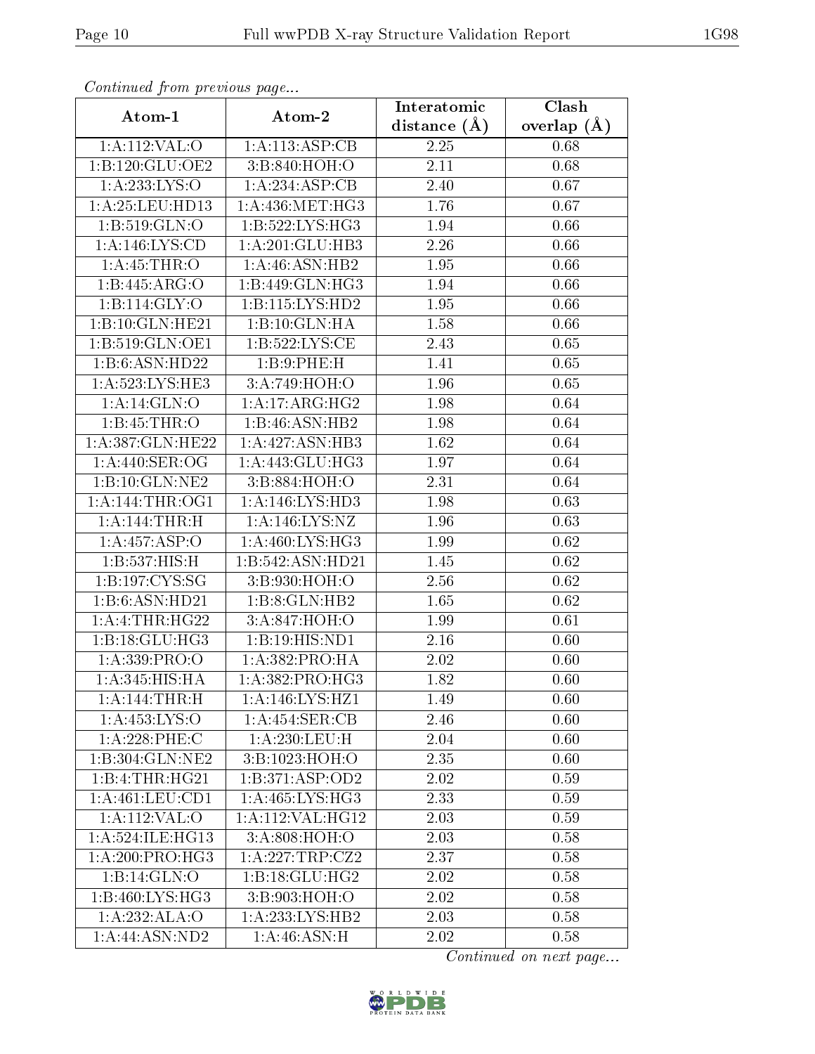*Continued from previous page...*

| Atom-1 | Atom-2 | Interatomic distance (Å) | Clash overlap (Å) |
|---|---|---|---|
| 1:A:112:VAL:O | 1:A:113:ASP:CB | 2.25 | 0.68 |
| 1:B:120:GLU:OE2 | 3:B:840:HOH:O | 2.11 | 0.68 |
| 1:A:233:LYS:O | 1:A:234:ASP:CB | 2.40 | 0.67 |
| 1:A:25:LEU:HD13 | 1:A:436:MET:HG3 | 1.76 | 0.67 |
| 1:B:519:GLN:O | 1:B:522:LYS:HG3 | 1.94 | 0.66 |
| 1:A:146:LYS:CD | 1:A:201:GLU:HB3 | 2.26 | 0.66 |
| 1:A:45:THR:O | 1:A:46:ASN:HB2 | 1.95 | 0.66 |
| 1:B:445:ARG:O | 1:B:449:GLN:HG3 | 1.94 | 0.66 |
| 1:B:114:GLY:O | 1:B:115:LYS:HD2 | 1.95 | 0.66 |
| 1:B:10:GLN:HE21 | 1:B:10:GLN:HA | 1.58 | 0.66 |
| 1:B:519:GLN:OE1 | 1:B:522:LYS:CE | 2.43 | 0.65 |
| 1:B:6:ASN:HD22 | 1:B:9:PHE:H | 1.41 | 0.65 |
| 1:A:523:LYS:HE3 | 3:A:749:HOH:O | 1.96 | 0.65 |
| 1:A:14:GLN:O | 1:A:17:ARG:HG2 | 1.98 | 0.64 |
| 1:B:45:THR:O | 1:B:46:ASN:HB2 | 1.98 | 0.64 |
| 1:A:387:GLN:HE22 | 1:A:427:ASN:HB3 | 1.62 | 0.64 |
| 1:A:440:SER:OG | 1:A:443:GLU:HG3 | 1.97 | 0.64 |
| 1:B:10:GLN:NE2 | 3:B:884:HOH:O | 2.31 | 0.64 |
| 1:A:144:THR:OG1 | 1:A:146:LYS:HD3 | 1.98 | 0.63 |
| 1:A:144:THR:H | 1:A:146:LYS:NZ | 1.96 | 0.63 |
| 1:A:457:ASP:O | 1:A:460:LYS:HG3 | 1.99 | 0.62 |
| 1:B:537:HIS:H | 1:B:542:ASN:HD21 | 1.45 | 0.62 |
| 1:B:197:CYS:SG | 3:B:930:HOH:O | 2.56 | 0.62 |
| 1:B:6:ASN:HD21 | 1:B:8:GLN:HB2 | 1.65 | 0.62 |
| 1:A:4:THR:HG22 | 3:A:847:HOH:O | 1.99 | 0.61 |
| 1:B:18:GLU:HG3 | 1:B:19:HIS:ND1 | 2.16 | 0.60 |
| 1:A:339:PRO:O | 1:A:382:PRO:HA | 2.02 | 0.60 |
| 1:A:345:HIS:HA | 1:A:382:PRO:HG3 | 1.82 | 0.60 |
| 1:A:144:THR:H | 1:A:146:LYS:HZ1 | 1.49 | 0.60 |
| 1:A:453:LYS:O | 1:A:454:SER:CB | 2.46 | 0.60 |
| 1:A:228:PHE:C | 1:A:230:LEU:H | 2.04 | 0.60 |
| 1:B:304:GLN:NE2 | 3:B:1023:HOH:O | 2.35 | 0.60 |
| 1:B:4:THR:HG21 | 1:B:371:ASP:OD2 | 2.02 | 0.59 |
| 1:A:461:LEU:CD1 | 1:A:465:LYS:HG3 | 2.33 | 0.59 |
| 1:A:112:VAL:O | 1:A:112:VAL:HG12 | 2.03 | 0.59 |
| 1:A:524:ILE:HG13 | 3:A:808:HOH:O | 2.03 | 0.58 |
| 1:A:200:PRO:HG3 | 1:A:227:TRP:CZ2 | 2.37 | 0.58 |
| 1:B:14:GLN:O | 1:B:18:GLU:HG2 | 2.02 | 0.58 |
| 1:B:460:LYS:HG3 | 3:B:903:HOH:O | 2.02 | 0.58 |
| 1:A:232:ALA:O | 1:A:233:LYS:HB2 | 2.03 | 0.58 |
| 1:A:44:ASN:ND2 | 1:A:46:ASN:H | 2.02 | 0.58 |

*Continued on next page...*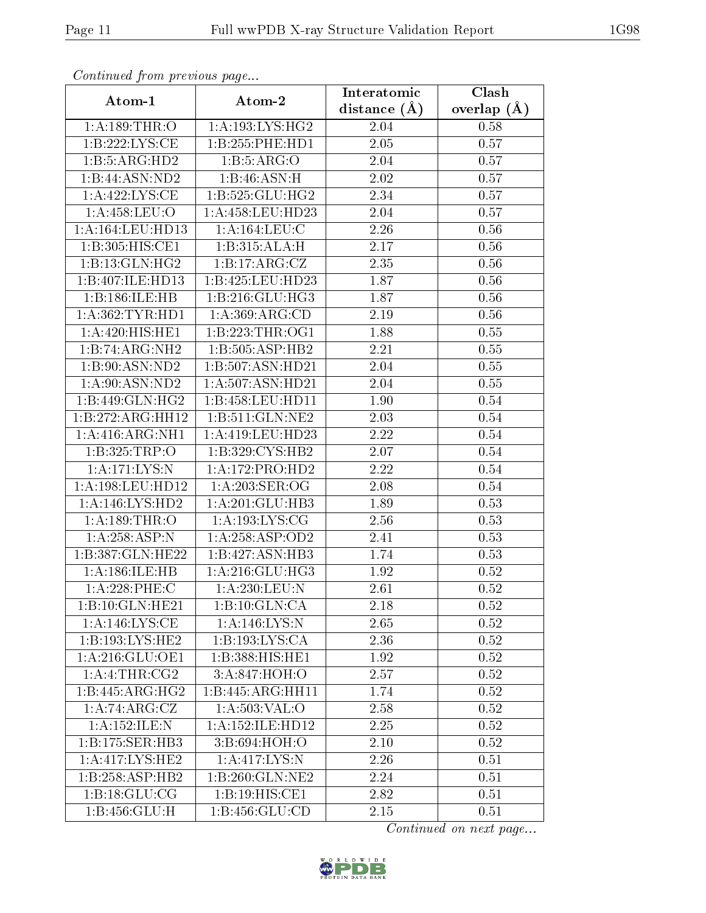*Continued from previous page...*

| Atom-1 | Atom-2 | Interatomic distance (Å) | Clash overlap (Å) |
|---|---|---|---|
| 1:A:189:THR:O | 1:A:193:LYS:HG2 | 2.04 | 0.58 |
| 1:B:222:LYS:CE | 1:B:255:PHE:HD1 | 2.05 | 0.57 |
| 1:B:5:ARG:HD2 | 1:B:5:ARG:O | 2.04 | 0.57 |
| 1:B:44:ASN:ND2 | 1:B:46:ASN:H | 2.02 | 0.57 |
| 1:A:422:LYS:CE | 1:B:525:GLU:HG2 | 2.34 | 0.57 |
| 1:A:458:LEU:O | 1:A:458:LEU:HD23 | 2.04 | 0.57 |
| 1:A:164:LEU:HD13 | 1:A:164:LEU:C | 2.26 | 0.56 |
| 1:B:305:HIS:CE1 | 1:B:315:ALA:H | 2.17 | 0.56 |
| 1:B:13:GLN:HG2 | 1:B:17:ARG:CZ | 2.35 | 0.56 |
| 1:B:407:ILE:HD13 | 1:B:425:LEU:HD23 | 1.87 | 0.56 |
| 1:B:186:ILE:HB | 1:B:216:GLU:HG3 | 1.87 | 0.56 |
| 1:A:362:TYR:HD1 | 1:A:369:ARG:CD | 2.19 | 0.56 |
| 1:A:420:HIS:HE1 | 1:B:223:THR:OG1 | 1.88 | 0.55 |
| 1:B:74:ARG:NH2 | 1:B:505:ASP:HB2 | 2.21 | 0.55 |
| 1:B:90:ASN:ND2 | 1:B:507:ASN:HD21 | 2.04 | 0.55 |
| 1:A:90:ASN:ND2 | 1:A:507:ASN:HD21 | 2.04 | 0.55 |
| 1:B:449:GLN:HG2 | 1:B:458:LEU:HD11 | 1.90 | 0.54 |
| 1:B:272:ARG:HH12 | 1:B:511:GLN:NE2 | 2.03 | 0.54 |
| 1:A:416:ARG:NH1 | 1:A:419:LEU:HD23 | 2.22 | 0.54 |
| 1:B:325:TRP:O | 1:B:329:CYS:HB2 | 2.07 | 0.54 |
| 1:A:171:LYS:N | 1:A:172:PRO:HD2 | 2.22 | 0.54 |
| 1:A:198:LEU:HD12 | 1:A:203:SER:OG | 2.08 | 0.54 |
| 1:A:146:LYS:HD2 | 1:A:201:GLU:HB3 | 1.89 | 0.53 |
| 1:A:189:THR:O | 1:A:193:LYS:CG | 2.56 | 0.53 |
| 1:A:258:ASP:N | 1:A:258:ASP:OD2 | 2.41 | 0.53 |
| 1:B:387:GLN:HE22 | 1:B:427:ASN:HB3 | 1.74 | 0.53 |
| 1:A:186:ILE:HB | 1:A:216:GLU:HG3 | 1.92 | 0.52 |
| 1:A:228:PHE:C | 1:A:230:LEU:N | 2.61 | 0.52 |
| 1:B:10:GLN:HE21 | 1:B:10:GLN:CA | 2.18 | 0.52 |
| 1:A:146:LYS:CE | 1:A:146:LYS:N | 2.65 | 0.52 |
| 1:B:193:LYS:HE2 | 1:B:193:LYS:CA | 2.36 | 0.52 |
| 1:A:216:GLU:OE1 | 1:B:388:HIS:HE1 | 1.92 | 0.52 |
| 1:A:4:THR:CG2 | 3:A:847:HOH:O | 2.57 | 0.52 |
| 1:B:445:ARG:HG2 | 1:B:445:ARG:HH11 | 1.74 | 0.52 |
| 1:A:74:ARG:CZ | 1:A:503:VAL:O | 2.58 | 0.52 |
| 1:A:152:ILE:N | 1:A:152:ILE:HD12 | 2.25 | 0.52 |
| 1:B:175:SER:HB3 | 3:B:694:HOH:O | 2.10 | 0.52 |
| 1:A:417:LYS:HE2 | 1:A:417:LYS:N | 2.26 | 0.51 |
| 1:B:258:ASP:HB2 | 1:B:260:GLN:NE2 | 2.24 | 0.51 |
| 1:B:18:GLU:CG | 1:B:19:HIS:CE1 | 2.82 | 0.51 |
| 1:B:456:GLU:H | 1:B:456:GLU:CD | 2.15 | 0.51 |

*Continued on next page...*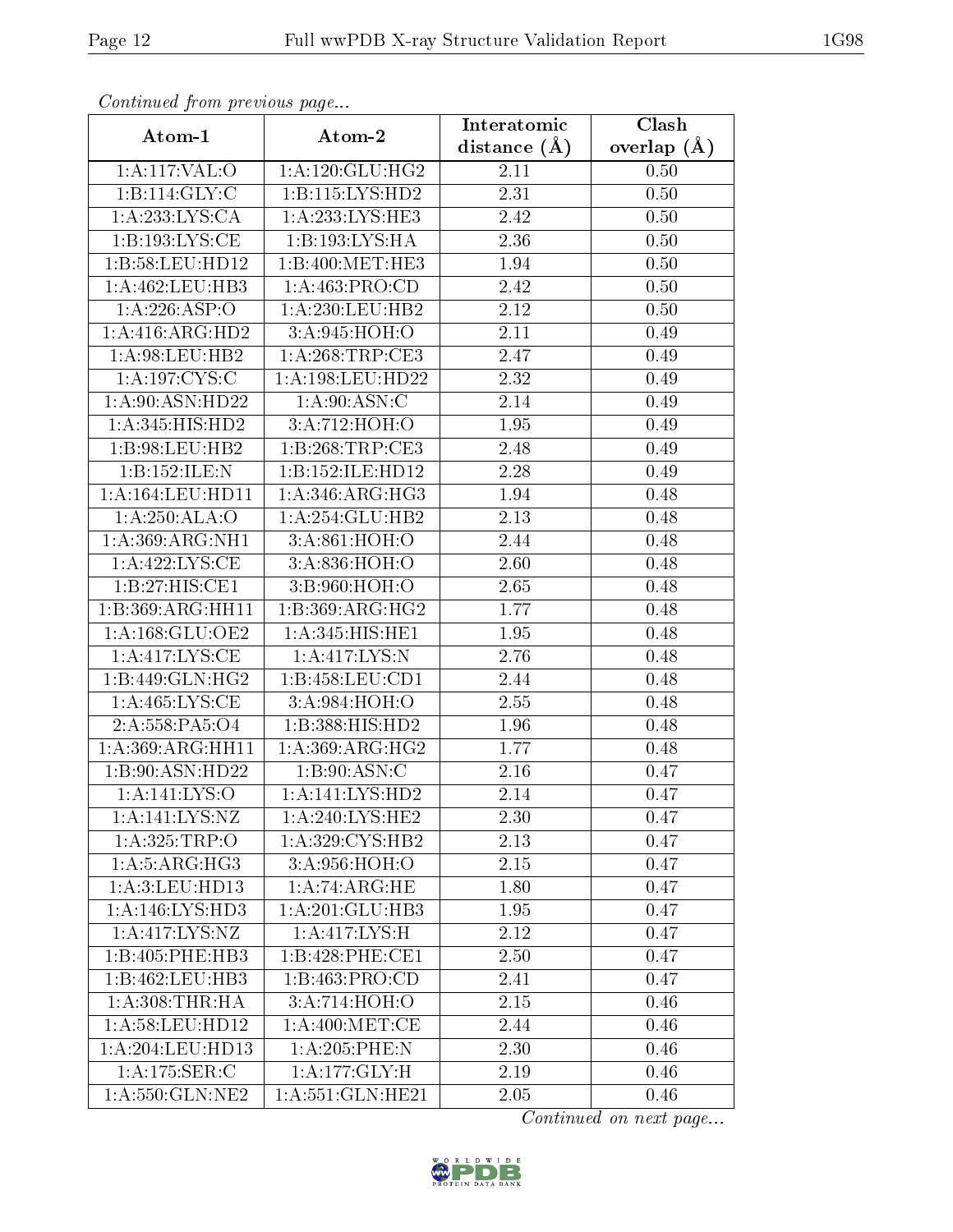*Continued from previous page...*

| Atom-1 | Atom-2 | Interatomic distance (Å) | Clash overlap (Å) |
|---|---|---|---|
| 1:A:117:VAL:O | 1:A:120:GLU:HG2 | 2.11 | 0.50 |
| 1:B:114:GLY:C | 1:B:115:LYS:HD2 | 2.31 | 0.50 |
| 1:A:233:LYS:CA | 1:A:233:LYS:HE3 | 2.42 | 0.50 |
| 1:B:193:LYS:CE | 1:B:193:LYS:HA | 2.36 | 0.50 |
| 1:B:58:LEU:HD12 | 1:B:400:MET:HE3 | 1.94 | 0.50 |
| 1:A:462:LEU:HB3 | 1:A:463:PRO:CD | 2.42 | 0.50 |
| 1:A:226:ASP:O | 1:A:230:LEU:HB2 | 2.12 | 0.50 |
| 1:A:416:ARG:HD2 | 3:A:945:HOH:O | 2.11 | 0.49 |
| 1:A:98:LEU:HB2 | 1:A:268:TRP:CE3 | 2.47 | 0.49 |
| 1:A:197:CYS:C | 1:A:198:LEU:HD22 | 2.32 | 0.49 |
| 1:A:90:ASN:HD22 | 1:A:90:ASN:C | 2.14 | 0.49 |
| 1:A:345:HIS:HD2 | 3:A:712:HOH:O | 1.95 | 0.49 |
| 1:B:98:LEU:HB2 | 1:B:268:TRP:CE3 | 2.48 | 0.49 |
| 1:B:152:ILE:N | 1:B:152:ILE:HD12 | 2.28 | 0.49 |
| 1:A:164:LEU:HD11 | 1:A:346:ARG:HG3 | 1.94 | 0.48 |
| 1:A:250:ALA:O | 1:A:254:GLU:HB2 | 2.13 | 0.48 |
| 1:A:369:ARG:NH1 | 3:A:861:HOH:O | 2.44 | 0.48 |
| 1:A:422:LYS:CE | 3:A:836:HOH:O | 2.60 | 0.48 |
| 1:B:27:HIS:CE1 | 3:B:960:HOH:O | 2.65 | 0.48 |
| 1:B:369:ARG:HH11 | 1:B:369:ARG:HG2 | 1.77 | 0.48 |
| 1:A:168:GLU:OE2 | 1:A:345:HIS:HE1 | 1.95 | 0.48 |
| 1:A:417:LYS:CE | 1:A:417:LYS:N | 2.76 | 0.48 |
| 1:B:449:GLN:HG2 | 1:B:458:LEU:CD1 | 2.44 | 0.48 |
| 1:A:465:LYS:CE | 3:A:984:HOH:O | 2.55 | 0.48 |
| 2:A:558:PA5:O4 | 1:B:388:HIS:HD2 | 1.96 | 0.48 |
| 1:A:369:ARG:HH11 | 1:A:369:ARG:HG2 | 1.77 | 0.48 |
| 1:B:90:ASN:HD22 | 1:B:90:ASN:C | 2.16 | 0.47 |
| 1:A:141:LYS:O | 1:A:141:LYS:HD2 | 2.14 | 0.47 |
| 1:A:141:LYS:NZ | 1:A:240:LYS:HE2 | 2.30 | 0.47 |
| 1:A:325:TRP:O | 1:A:329:CYS:HB2 | 2.13 | 0.47 |
| 1:A:5:ARG:HG3 | 3:A:956:HOH:O | 2.15 | 0.47 |
| 1:A:3:LEU:HD13 | 1:A:74:ARG:HE | 1.80 | 0.47 |
| 1:A:146:LYS:HD3 | 1:A:201:GLU:HB3 | 1.95 | 0.47 |
| 1:A:417:LYS:NZ | 1:A:417:LYS:H | 2.12 | 0.47 |
| 1:B:405:PHE:HB3 | 1:B:428:PHE:CE1 | 2.50 | 0.47 |
| 1:B:462:LEU:HB3 | 1:B:463:PRO:CD | 2.41 | 0.47 |
| 1:A:308:THR:HA | 3:A:714:HOH:O | 2.15 | 0.46 |
| 1:A:58:LEU:HD12 | 1:A:400:MET:CE | 2.44 | 0.46 |
| 1:A:204:LEU:HD13 | 1:A:205:PHE:N | 2.30 | 0.46 |
| 1:A:175:SER:C | 1:A:177:GLY:H | 2.19 | 0.46 |
| 1:A:550:GLN:NE2 | 1:A:551:GLN:HE21 | 2.05 | 0.46 |

*Continued on next page...*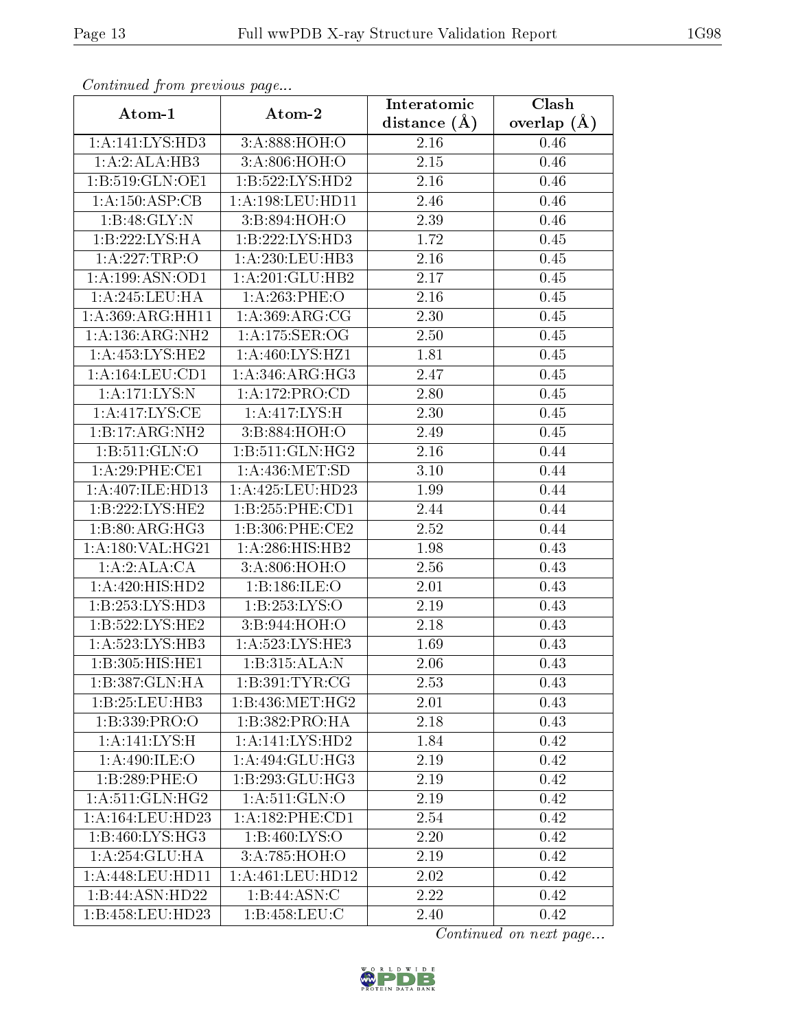*Continued from previous page...*

| Atom-1 | Atom-2 | Interatomic distance (Å) | Clash overlap (Å) |
|---|---|---|---|
| 1:A:141:LYS:HD3 | 3:A:888:HOH:O | 2.16 | 0.46 |
| 1:A:2:ALA:HB3 | 3:A:806:HOH:O | 2.15 | 0.46 |
| 1:B:519:GLN:OE1 | 1:B:522:LYS:HD2 | 2.16 | 0.46 |
| 1:A:150:ASP:CB | 1:A:198:LEU:HD11 | 2.46 | 0.46 |
| 1:B:48:GLY:N | 3:B:894:HOH:O | 2.39 | 0.46 |
| 1:B:222:LYS:HA | 1:B:222:LYS:HD3 | 1.72 | 0.45 |
| 1:A:227:TRP:O | 1:A:230:LEU:HB3 | 2.16 | 0.45 |
| 1:A:199:ASN:OD1 | 1:A:201:GLU:HB2 | 2.17 | 0.45 |
| 1:A:245:LEU:HA | 1:A:263:PHE:O | 2.16 | 0.45 |
| 1:A:369:ARG:HH11 | 1:A:369:ARG:CG | 2.30 | 0.45 |
| 1:A:136:ARG:NH2 | 1:A:175:SER:OG | 2.50 | 0.45 |
| 1:A:453:LYS:HE2 | 1:A:460:LYS:HZ1 | 1.81 | 0.45 |
| 1:A:164:LEU:CD1 | 1:A:346:ARG:HG3 | 2.47 | 0.45 |
| 1:A:171:LYS:N | 1:A:172:PRO:CD | 2.80 | 0.45 |
| 1:A:417:LYS:CE | 1:A:417:LYS:H | 2.30 | 0.45 |
| 1:B:17:ARG:NH2 | 3:B:884:HOH:O | 2.49 | 0.45 |
| 1:B:511:GLN:O | 1:B:511:GLN:HG2 | 2.16 | 0.44 |
| 1:A:29:PHE:CE1 | 1:A:436:MET:SD | 3.10 | 0.44 |
| 1:A:407:ILE:HD13 | 1:A:425:LEU:HD23 | 1.99 | 0.44 |
| 1:B:222:LYS:HE2 | 1:B:255:PHE:CD1 | 2.44 | 0.44 |
| 1:B:80:ARG:HG3 | 1:B:306:PHE:CE2 | 2.52 | 0.44 |
| 1:A:180:VAL:HG21 | 1:A:286:HIS:HB2 | 1.98 | 0.43 |
| 1:A:2:ALA:CA | 3:A:806:HOH:O | 2.56 | 0.43 |
| 1:A:420:HIS:HD2 | 1:B:186:ILE:O | 2.01 | 0.43 |
| 1:B:253:LYS:HD3 | 1:B:253:LYS:O | 2.19 | 0.43 |
| 1:B:522:LYS:HE2 | 3:B:944:HOH:O | 2.18 | 0.43 |
| 1:A:523:LYS:HB3 | 1:A:523:LYS:HE3 | 1.69 | 0.43 |
| 1:B:305:HIS:HE1 | 1:B:315:ALA:N | 2.06 | 0.43 |
| 1:B:387:GLN:HA | 1:B:391:TYR:CG | 2.53 | 0.43 |
| 1:B:25:LEU:HB3 | 1:B:436:MET:HG2 | 2.01 | 0.43 |
| 1:B:339:PRO:O | 1:B:382:PRO:HA | 2.18 | 0.43 |
| 1:A:141:LYS:H | 1:A:141:LYS:HD2 | 1.84 | 0.42 |
| 1:A:490:ILE:O | 1:A:494:GLU:HG3 | 2.19 | 0.42 |
| 1:B:289:PHE:O | 1:B:293:GLU:HG3 | 2.19 | 0.42 |
| 1:A:511:GLN:HG2 | 1:A:511:GLN:O | 2.19 | 0.42 |
| 1:A:164:LEU:HD23 | 1:A:182:PHE:CD1 | 2.54 | 0.42 |
| 1:B:460:LYS:HG3 | 1:B:460:LYS:O | 2.20 | 0.42 |
| 1:A:254:GLU:HA | 3:A:785:HOH:O | 2.19 | 0.42 |
| 1:A:448:LEU:HD11 | 1:A:461:LEU:HD12 | 2.02 | 0.42 |
| 1:B:44:ASN:HD22 | 1:B:44:ASN:C | 2.22 | 0.42 |
| 1:B:458:LEU:HD23 | 1:B:458:LEU:C | 2.40 | 0.42 |

*Continued on next page...*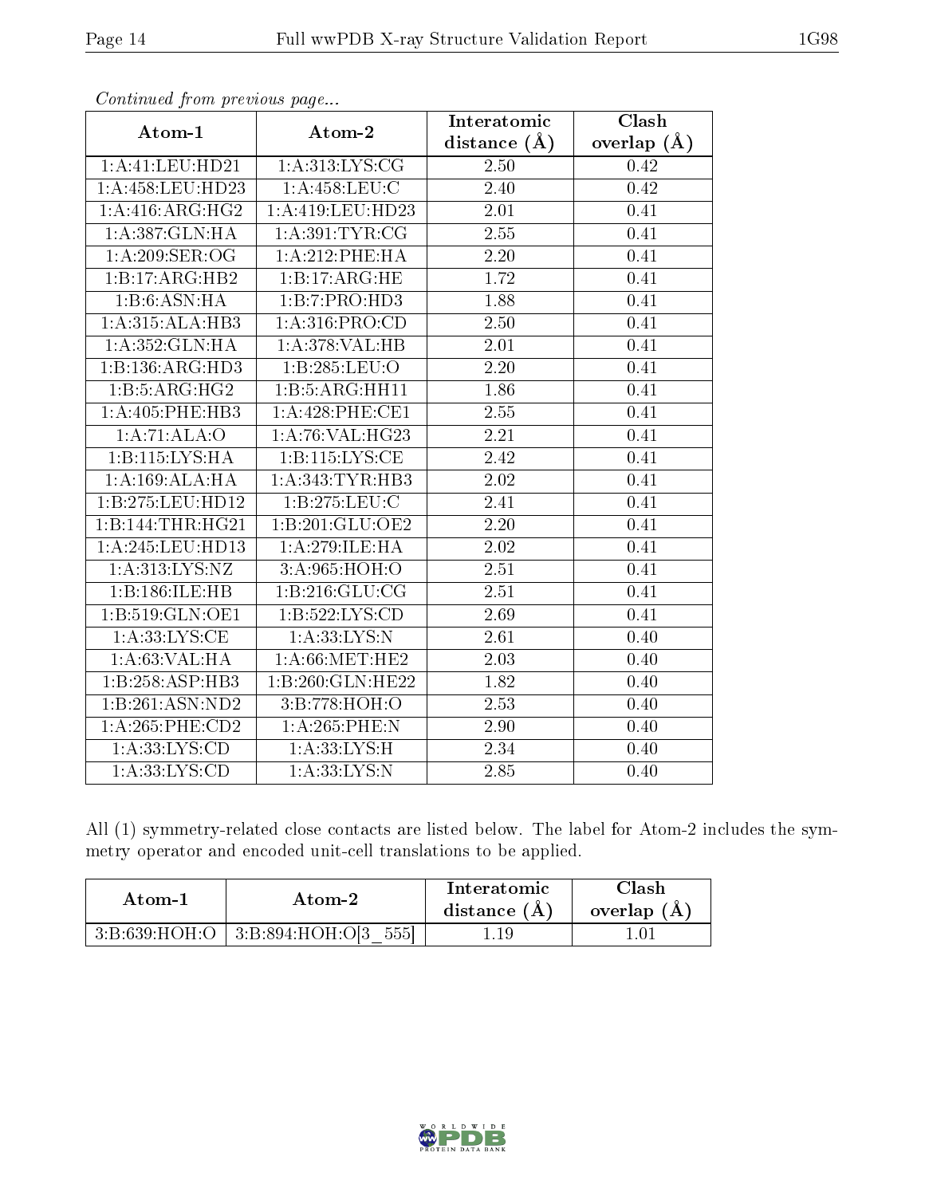*Continued from previous page...*

| Atom-1 | Atom-2 | Interatomic distance (Å) | Clash overlap (Å) |
| --- | --- | --- | --- |
| 1:A:41:LEU:HD21 | 1:A:313:LYS:CG | 2.50 | 0.42 |
| 1:A:458:LEU:HD23 | 1:A:458:LEU:C | 2.40 | 0.42 |
| 1:A:416:ARG:HG2 | 1:A:419:LEU:HD23 | 2.01 | 0.41 |
| 1:A:387:GLN:HA | 1:A:391:TYR:CG | 2.55 | 0.41 |
| 1:A:209:SER:OG | 1:A:212:PHE:HA | 2.20 | 0.41 |
| 1:B:17:ARG:HB2 | 1:B:17:ARG:HE | 1.72 | 0.41 |
| 1:B:6:ASN:HA | 1:B:7:PRO:HD3 | 1.88 | 0.41 |
| 1:A:315:ALA:HB3 | 1:A:316:PRO:CD | 2.50 | 0.41 |
| 1:A:352:GLN:HA | 1:A:378:VAL:HB | 2.01 | 0.41 |
| 1:B:136:ARG:HD3 | 1:B:285:LEU:O | 2.20 | 0.41 |
| 1:B:5:ARG:HG2 | 1:B:5:ARG:HH11 | 1.86 | 0.41 |
| 1:A:405:PHE:HB3 | 1:A:428:PHE:CE1 | 2.55 | 0.41 |
| 1:A:71:ALA:O | 1:A:76:VAL:HG23 | 2.21 | 0.41 |
| 1:B:115:LYS:HA | 1:B:115:LYS:CE | 2.42 | 0.41 |
| 1:A:169:ALA:HA | 1:A:343:TYR:HB3 | 2.02 | 0.41 |
| 1:B:275:LEU:HD12 | 1:B:275:LEU:C | 2.41 | 0.41 |
| 1:B:144:THR:HG21 | 1:B:201:GLU:OE2 | 2.20 | 0.41 |
| 1:A:245:LEU:HD13 | 1:A:279:ILE:HA | 2.02 | 0.41 |
| 1:A:313:LYS:NZ | 3:A:965:HOH:O | 2.51 | 0.41 |
| 1:B:186:ILE:HB | 1:B:216:GLU:CG | 2.51 | 0.41 |
| 1:B:519:GLN:OE1 | 1:B:522:LYS:CD | 2.69 | 0.41 |
| 1:A:33:LYS:CE | 1:A:33:LYS:N | 2.61 | 0.40 |
| 1:A:63:VAL:HA | 1:A:66:MET:HE2 | 2.03 | 0.40 |
| 1:B:258:ASP:HB3 | 1:B:260:GLN:HE22 | 1.82 | 0.40 |
| 1:B:261:ASN:ND2 | 3:B:778:HOH:O | 2.53 | 0.40 |
| 1:A:265:PHE:CD2 | 1:A:265:PHE:N | 2.90 | 0.40 |
| 1:A:33:LYS:CD | 1:A:33:LYS:H | 2.34 | 0.40 |
| 1:A:33:LYS:CD | 1:A:33:LYS:N | 2.85 | 0.40 |

All (1) symmetry-related close contacts are listed below. The label for Atom-2 includes the symmetry operator and encoded unit-cell translations to be applied.

| Atom-1 | Atom-2 | Interatomic distance (Å) | Clash overlap (Å) |
| --- | --- | --- | --- |
| 3:B:639:HOH:O | 3:B:894:HOH:O[3_555] | 1.19 | 1.01 |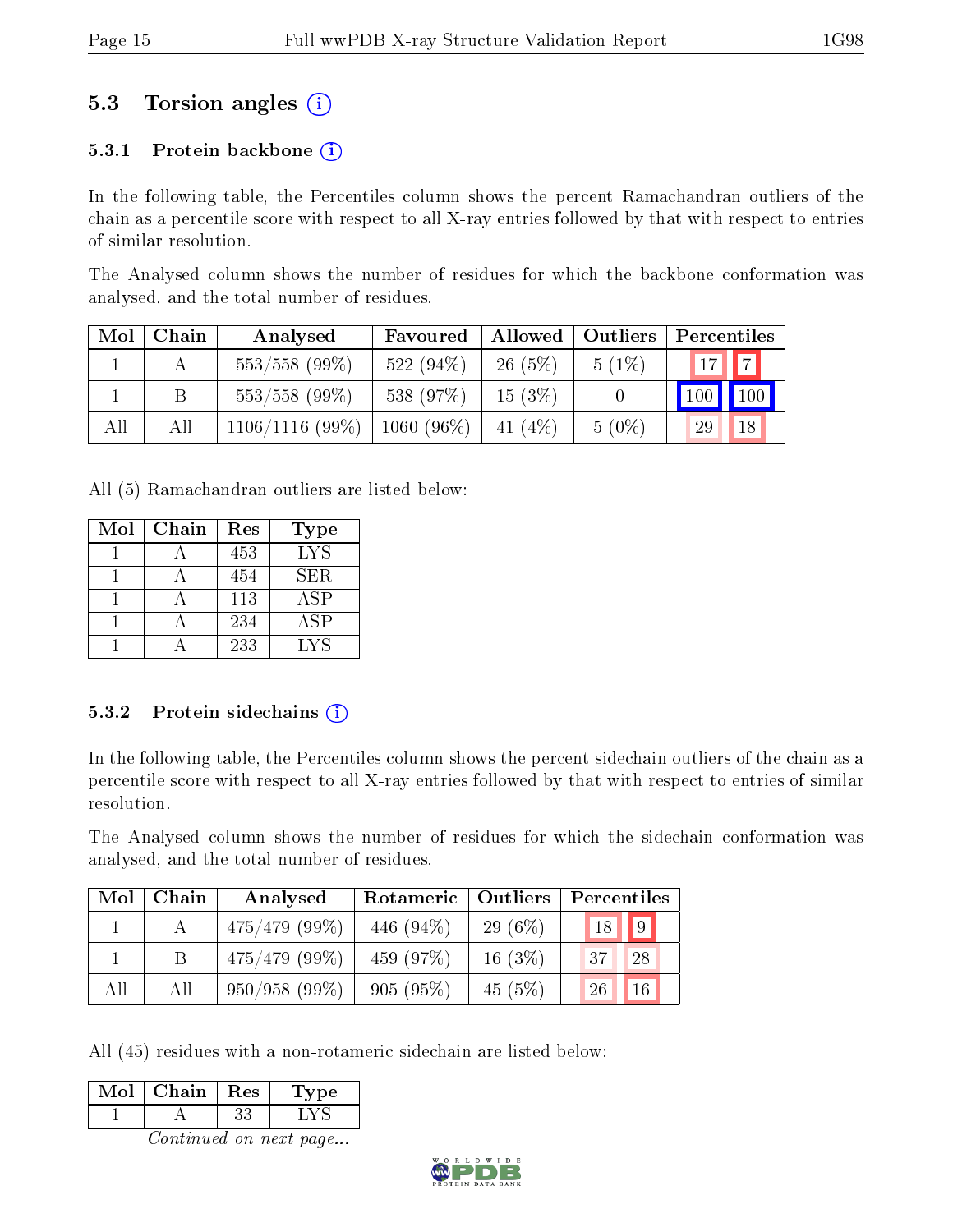## 5.3 Torsion angles (i)

### 5.3.1 Protein backbone (i)

In the following table, the Percentiles column shows the percent Ramachandran outliers of the chain as a percentile score with respect to all X-ray entries followed by that with respect to entries of similar resolution.

The Analysed column shows the number of residues for which the backbone conformation was analysed, and the total number of residues.

| Mol | Chain | Analysed | Favoured | Allowed | Outliers | Percentiles | |
|---|---|---|---|---|---|---|---|
| 1 | A | 553/558 (99%) | 522 (94%) | 26 (5%) | 5 (1%) | 17 | 7 |
| 1 | B | 553/558 (99%) | 538 (97%) | 15 (3%) | 0 | 100 | 100 |
| All | All | 1106/1116 (99%) | 1060 (96%) | 41 (4%) | 5 (0%) | 29 | 18 |

All (5) Ramachandran outliers are listed below:

| Mol | Chain | Res | Type |
|---|---|---|---|
| 1 | A | 453 | LYS |
| 1 | A | 454 | SER |
| 1 | A | 113 | ASP |
| 1 | A | 234 | ASP |
| 1 | A | 233 | LYS |

### 5.3.2 Protein sidechains (i)

In the following table, the Percentiles column shows the percent sidechain outliers of the chain as a percentile score with respect to all X-ray entries followed by that with respect to entries of similar resolution.

The Analysed column shows the number of residues for which the sidechain conformation was analysed, and the total number of residues.

| Mol | Chain | Analysed | Rotameric | Outliers | Percentiles | |
|---|---|---|---|---|---|---|
| 1 | A | 475/479 (99%) | 446 (94%) | 29 (6%) | 18 | 9 |
| 1 | B | 475/479 (99%) | 459 (97%) | 16 (3%) | 37 | 28 |
| All | All | 950/958 (99%) | 905 (95%) | 45 (5%) | 26 | 16 |

All (45) residues with a non-rotameric sidechain are listed below:

| Mol | Chain | Res | Type |
|---|---|---|---|
| 1 | A | 33 | LYS |

*Continued on next page...*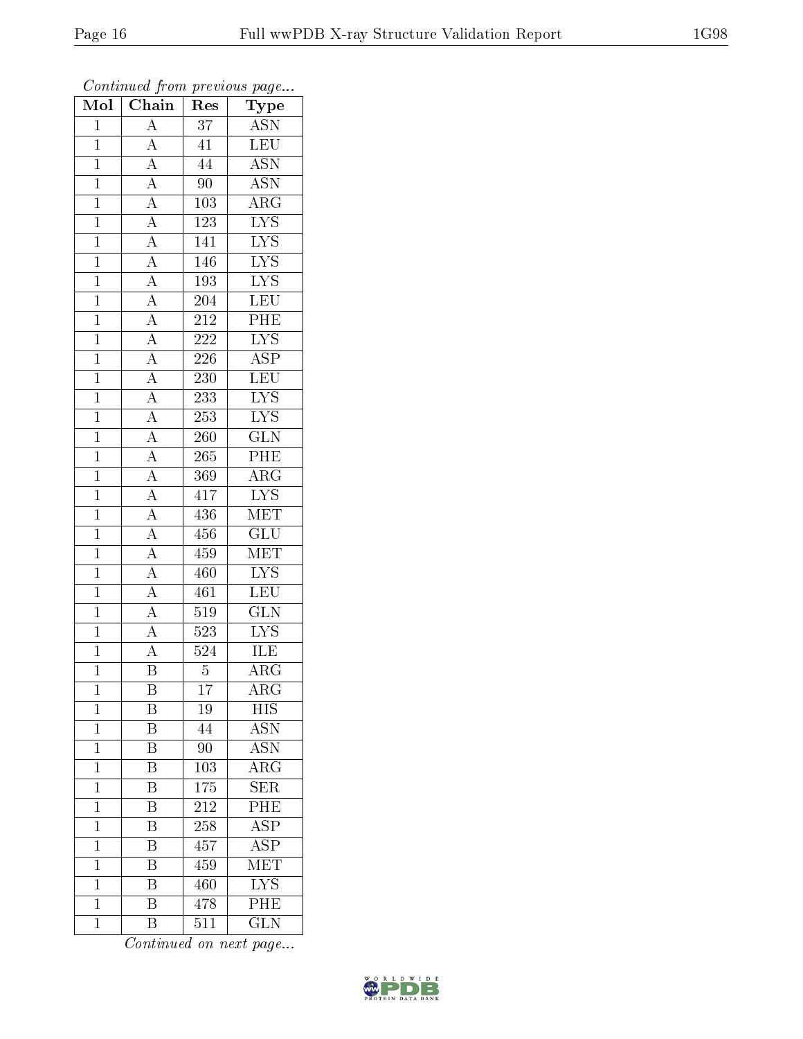*Continued from previous page...*

| Mol | Chain | Res | Type |
|---|---|---|---|
| 1 | A | 37 | ASN |
| 1 | A | 41 | LEU |
| 1 | A | 44 | ASN |
| 1 | A | 90 | ASN |
| 1 | A | 103 | ARG |
| 1 | A | 123 | LYS |
| 1 | A | 141 | LYS |
| 1 | A | 146 | LYS |
| 1 | A | 193 | LYS |
| 1 | A | 204 | LEU |
| 1 | A | 212 | PHE |
| 1 | A | 222 | LYS |
| 1 | A | 226 | ASP |
| 1 | A | 230 | LEU |
| 1 | A | 233 | LYS |
| 1 | A | 253 | LYS |
| 1 | A | 260 | GLN |
| 1 | A | 265 | PHE |
| 1 | A | 369 | ARG |
| 1 | A | 417 | LYS |
| 1 | A | 436 | MET |
| 1 | A | 456 | GLU |
| 1 | A | 459 | MET |
| 1 | A | 460 | LYS |
| 1 | A | 461 | LEU |
| 1 | A | 519 | GLN |
| 1 | A | 523 | LYS |
| 1 | A | 524 | ILE |
| 1 | B | 5 | ARG |
| 1 | B | 17 | ARG |
| 1 | B | 19 | HIS |
| 1 | B | 44 | ASN |
| 1 | B | 90 | ASN |
| 1 | B | 103 | ARG |
| 1 | B | 175 | SER |
| 1 | B | 212 | PHE |
| 1 | B | 258 | ASP |
| 1 | B | 457 | ASP |
| 1 | B | 459 | MET |
| 1 | B | 460 | LYS |
| 1 | B | 478 | PHE |
| 1 | B | 511 | GLN |

*Continued on next page...*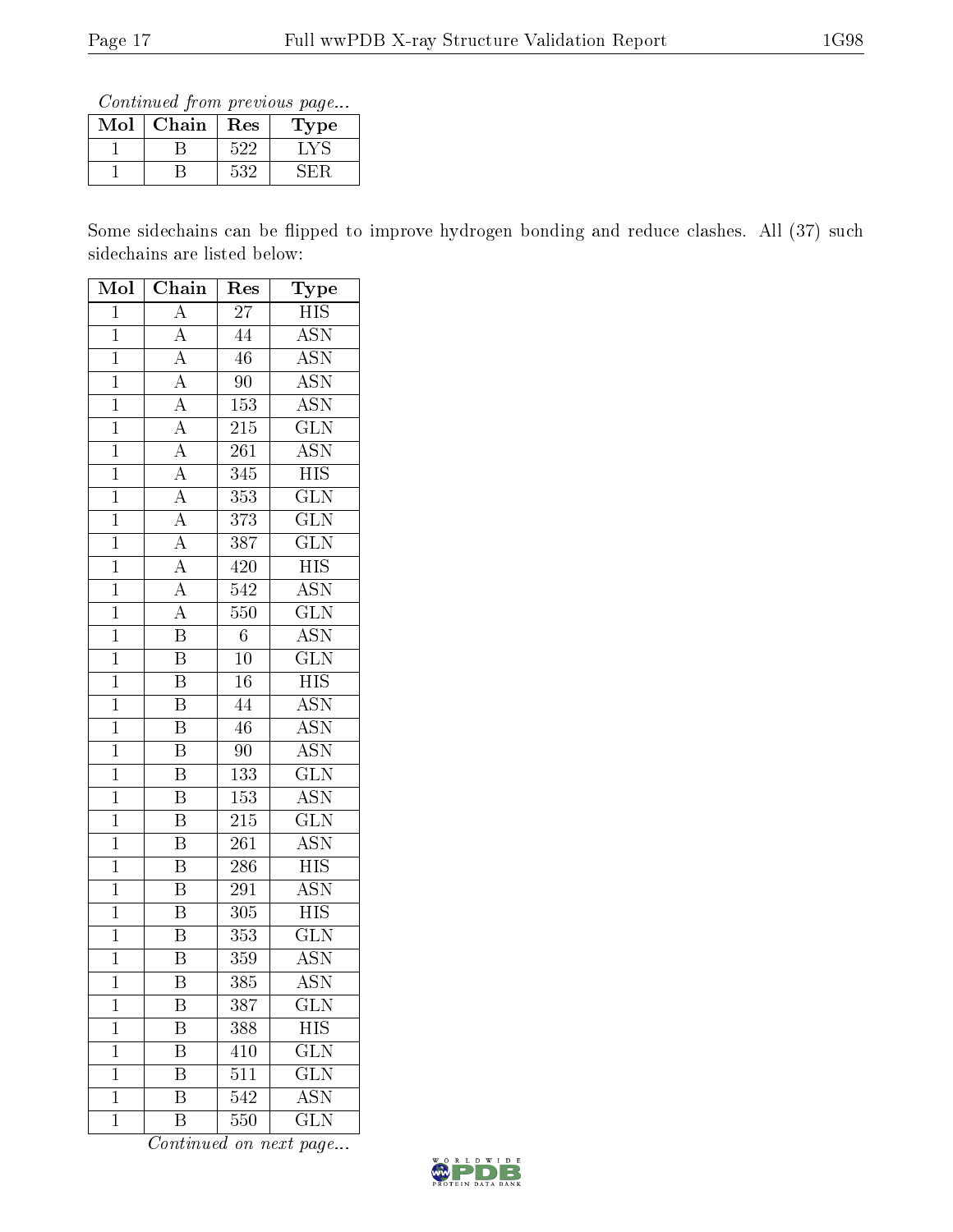*Continued from previous page...*

| Mol | Chain | Res | Type |
|---|---|---|---|
| 1 | B | 522 | LYS |
| 1 | B | 532 | SER |

Some sidechains can be flipped to improve hydrogen bonding and reduce clashes. All (37) such sidechains are listed below:

| Mol | Chain | Res | Type |
|---|---|---|---|
| 1 | A | 27 | HIS |
| 1 | A | 44 | ASN |
| 1 | A | 46 | ASN |
| 1 | A | 90 | ASN |
| 1 | A | 153 | ASN |
| 1 | A | 215 | GLN |
| 1 | A | 261 | ASN |
| 1 | A | 345 | HIS |
| 1 | A | 353 | GLN |
| 1 | A | 373 | GLN |
| 1 | A | 387 | GLN |
| 1 | A | 420 | HIS |
| 1 | A | 542 | ASN |
| 1 | A | 550 | GLN |
| 1 | B | 6 | ASN |
| 1 | B | 10 | GLN |
| 1 | B | 16 | HIS |
| 1 | B | 44 | ASN |
| 1 | B | 46 | ASN |
| 1 | B | 90 | ASN |
| 1 | B | 133 | GLN |
| 1 | B | 153 | ASN |
| 1 | B | 215 | GLN |
| 1 | B | 261 | ASN |
| 1 | B | 286 | HIS |
| 1 | B | 291 | ASN |
| 1 | B | 305 | HIS |
| 1 | B | 353 | GLN |
| 1 | B | 359 | ASN |
| 1 | B | 385 | ASN |
| 1 | B | 387 | GLN |
| 1 | B | 388 | HIS |
| 1 | B | 410 | GLN |
| 1 | B | 511 | GLN |
| 1 | B | 542 | ASN |
| 1 | B | 550 | GLN |

*Continued on next page...*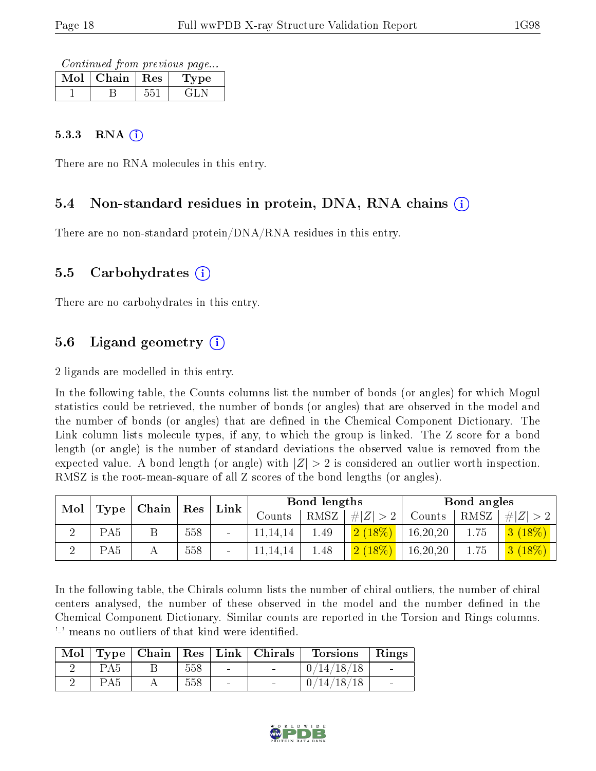*Continued from previous page...*

| Mol | Chain | Res | Type |
|---|---|---|---|
| 1 | B | 551 | GLN |

### 5.3.3 RNA (i)

There are no RNA molecules in this entry.

## 5.4 Non-standard residues in protein, DNA, RNA chains (i)

There are no non-standard protein/DNA/RNA residues in this entry.

## 5.5 Carbohydrates (i)

There are no carbohydrates in this entry.

## 5.6 Ligand geometry (i)

2 ligands are modelled in this entry.

In the following table, the Counts columns list the number of bonds (or angles) for which Mogul statistics could be retrieved, the number of bonds (or angles) that are observed in the model and the number of bonds (or angles) that are defined in the Chemical Component Dictionary. The Link column lists molecule types, if any, to which the group is linked. The Z score for a bond length (or angle) is the number of standard deviations the observed value is removed from the expected value. A bond length (or angle) with $|Z| > 2$ is considered an outlier worth inspection. RMSZ is the root-mean-square of all Z scores of the bond lengths (or angles).

| Mol | Type | Chain | Res | Link | Bond lengths | | | Bond angles | | |
|---|---|---|---|---|---|---|---|---|---|---|
| | | | | | Counts | RMSZ | $\#\|Z\|>2$ | Counts | RMSZ | $\#\|Z\|>2$ |
| 2 | PA5 | B | 558 | - | 11,14,14 | 1.49 | 2 (18%) | 16,20,20 | 1.75 | 3 (18%) |
| 2 | PA5 | A | 558 | - | 11,14,14 | 1.48 | 2 (18%) | 16,20,20 | 1.75 | 3 (18%) |

In the following table, the Chirals column lists the number of chiral outliers, the number of chiral centers analysed, the number of these observed in the model and the number defined in the Chemical Component Dictionary. Similar counts are reported in the Torsion and Rings columns. '-' means no outliers of that kind were identified.

| Mol | Type | Chain | Res | Link | Chirals | Torsions | Rings |
|---|---|---|---|---|---|---|---|
| 2 | PA5 | B | 558 | - | - | 0/14/18/18 | - |
| 2 | PA5 | A | 558 | - | - | 0/14/18/18 | - |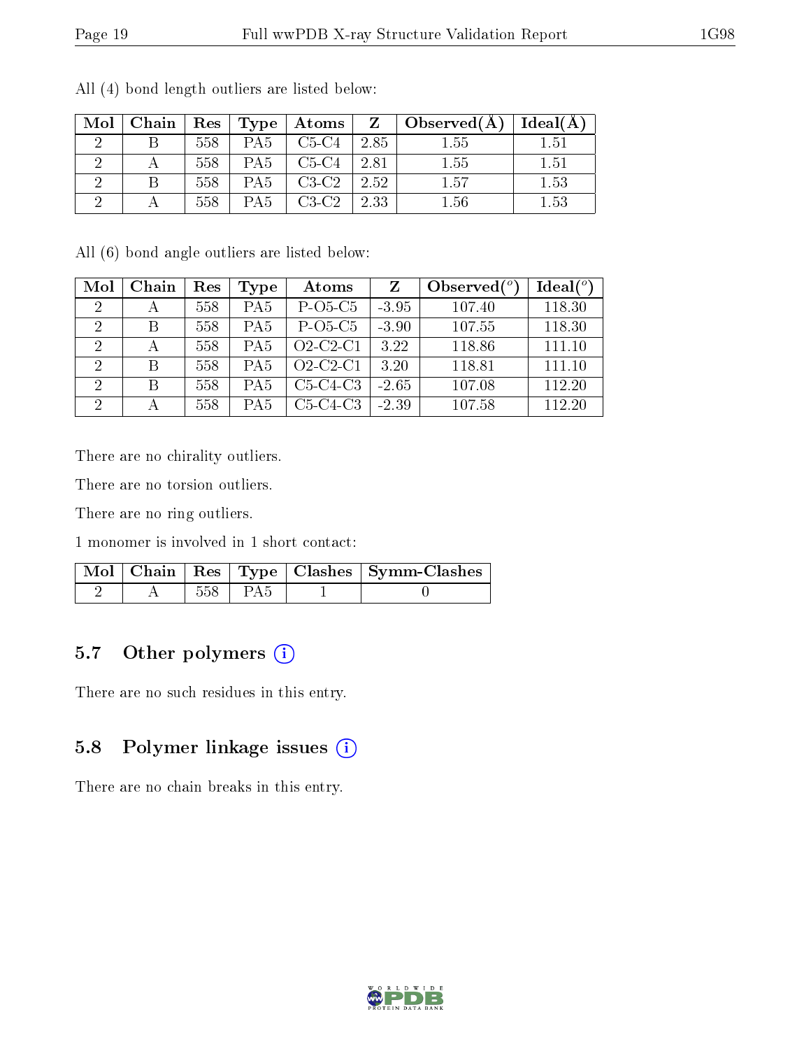All (4) bond length outliers are listed below:

| Mol | Chain | Res | Type | Atoms | Z | Observed(Å) | Ideal(Å) |
|---|---|---|---|---|---|---|---|
| 2 | B | 558 | PA5 | C5-C4 | 2.85 | 1.55 | 1.51 |
| 2 | A | 558 | PA5 | C5-C4 | 2.81 | 1.55 | 1.51 |
| 2 | B | 558 | PA5 | C3-C2 | 2.52 | 1.57 | 1.53 |
| 2 | A | 558 | PA5 | C3-C2 | 2.33 | 1.56 | 1.53 |

All (6) bond angle outliers are listed below:

| Mol | Chain | Res | Type | Atoms | Z | Observed(°) | Ideal(°) |
|---|---|---|---|---|---|---|---|
| 2 | A | 558 | PA5 | P-O5-C5 | -3.95 | 107.40 | 118.30 |
| 2 | B | 558 | PA5 | P-O5-C5 | -3.90 | 107.55 | 118.30 |
| 2 | A | 558 | PA5 | O2-C2-C1 | 3.22 | 118.86 | 111.10 |
| 2 | B | 558 | PA5 | O2-C2-C1 | 3.20 | 118.81 | 111.10 |
| 2 | B | 558 | PA5 | C5-C4-C3 | -2.65 | 107.08 | 112.20 |
| 2 | A | 558 | PA5 | C5-C4-C3 | -2.39 | 107.58 | 112.20 |

There are no chirality outliers.

There are no torsion outliers.

There are no ring outliers.

1 monomer is involved in 1 short contact:

| Mol | Chain | Res | Type | Clashes | Symm-Clashes |
|---|---|---|---|---|---|
| 2 | A | 558 | PA5 | 1 | 0 |

## 5.7 Other polymers

There are no such residues in this entry.

## 5.8 Polymer linkage issues

There are no chain breaks in this entry.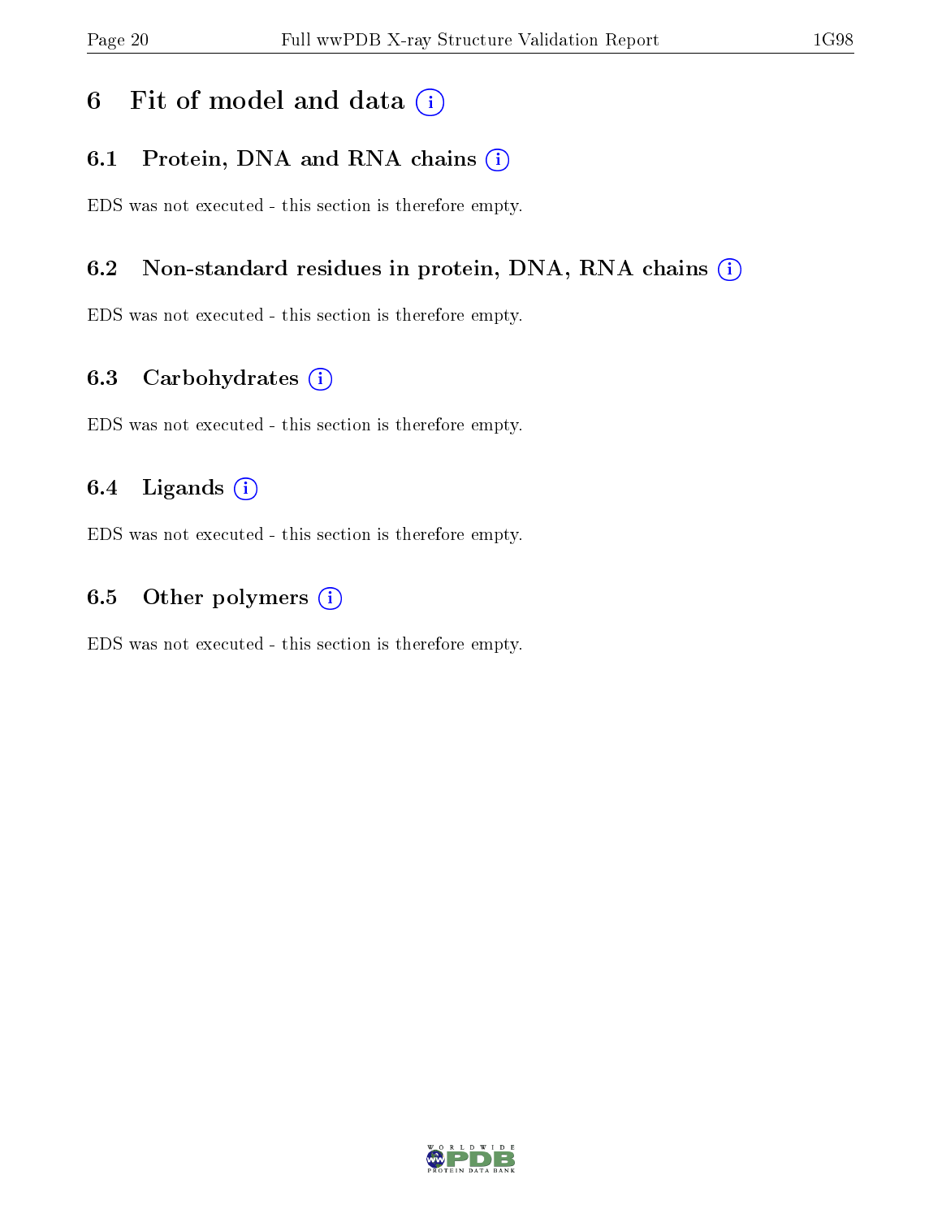# 6 Fit of model and data

## 6.1 Protein, DNA and RNA chains

EDS was not executed - this section is therefore empty.

## 6.2 Non-standard residues in protein, DNA, RNA chains

EDS was not executed - this section is therefore empty.

## 6.3 Carbohydrates

EDS was not executed - this section is therefore empty.

## 6.4 Ligands

EDS was not executed - this section is therefore empty.

## 6.5 Other polymers

EDS was not executed - this section is therefore empty.